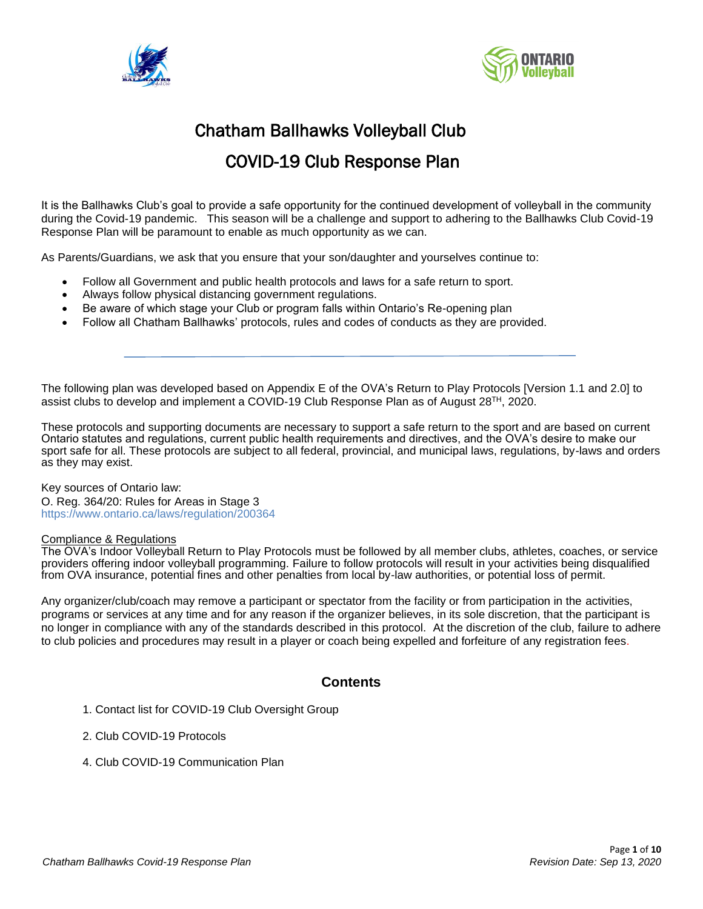# Chatham Ballhawks Volleyball Club

## COVID-19 Club Response Plan

It is the Ballhawks Club's goal to provide a safe opportunity for the continued development of volleyball in the community during the Covid-19 pandemic. This season will be a challenge and support to adhering to the Ballhawks Club Covid-19 Response Plan will be paramount to enable as much opportunity as we can.

As Parents/Guardians, we ask that you ensure that your son/daughter and yourselves continue to:

- Follow all Government and public health protocols and laws for a safe return to sport.
- Always follow physical distancing government regulations.
- Be aware of which stage your Club or program falls within Ontario's Re-opening plan
- Follow all Chatham Ballhawks' protocols, rules and codes of conducts as they are provided.

---

The following plan was developed based on Appendix E of the OVA's Return to Play Protocols [Version 1.1 and 2.0] to assist clubs to develop and implement a COVID-19 Club Response Plan as of August 28TH, 2020.

These protocols and supporting documents are necessary to support a safe return to the sport and are based on current Ontario statutes and regulations, current public health requirements and directives, and the OVA's desire to make our sport safe for all. These protocols are subject to all federal, provincial, and municipal laws, regulations, by-laws and orders as they may exist.

Key sources of Ontario law:
O. Reg. 364/20: Rules for Areas in Stage 3
https://www.ontario.ca/laws/regulation/200364

Compliance & Regulations
The OVA's Indoor Volleyball Return to Play Protocols must be followed by all member clubs, athletes, coaches, or service providers offering indoor volleyball programming. Failure to follow protocols will result in your activities being disqualified from OVA insurance, potential fines and other penalties from local by-law authorities, or potential loss of permit.

Any organizer/club/coach may remove a participant or spectator from the facility or from participation in the activities, programs or services at any time and for any reason if the organizer believes, in its sole discretion, that the participant is no longer in compliance with any of the standards described in this protocol. At the discretion of the club, failure to adhere to club policies and procedures may result in a player or coach being expelled and forfeiture of any registration fees.

### Contents

1. Contact list for COVID-19 Club Oversight Group
2. Club COVID-19 Protocols
4. Club COVID-19 Communication Plan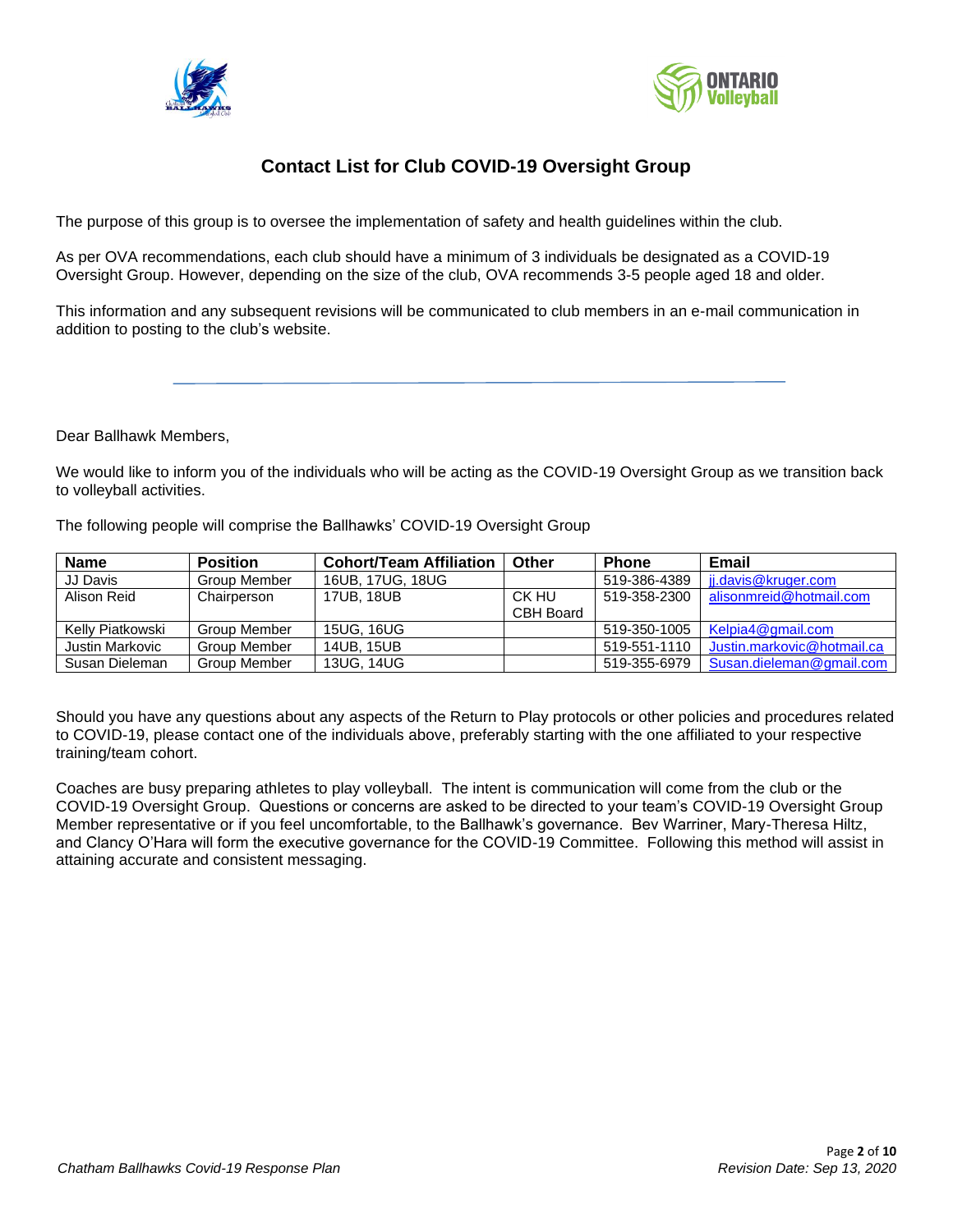# Contact List for Club COVID-19 Oversight Group

The purpose of this group is to oversee the implementation of safety and health guidelines within the club.

As per OVA recommendations, each club should have a minimum of 3 individuals be designated as a COVID-19 Oversight Group. However, depending on the size of the club, OVA recommends 3-5 people aged 18 and older.

This information and any subsequent revisions will be communicated to club members in an e-mail communication in addition to posting to the club's website.

---

Dear Ballhawk Members,

We would like to inform you of the individuals who will be acting as the COVID-19 Oversight Group as we transition back to volleyball activities.

The following people will comprise the Ballhawks' COVID-19 Oversight Group

| Name | Position | Cohort/Team Affiliation | Other | Phone | Email |
|---|---|---|---|---|---|
| JJ Davis | Group Member | 16UB, 17UG, 18UG | | 519-386-4389 | jj.davis@kruger.com |
| Alison Reid | Chairperson | 17UB, 18UB | CK HU CBH Board | 519-358-2300 | alisonmreid@hotmail.com |
| Kelly Piatkowski | Group Member | 15UG, 16UG | | 519-350-1005 | Kelpia4@gmail.com |
| Justin Markovic | Group Member | 14UB, 15UB | | 519-551-1110 | Justin.markovic@hotmail.ca |
| Susan Dieleman | Group Member | 13UG, 14UG | | 519-355-6979 | Susan.dieleman@gmail.com |

Should you have any questions about any aspects of the Return to Play protocols or other policies and procedures related to COVID-19, please contact one of the individuals above, preferably starting with the one affiliated to your respective training/team cohort.

Coaches are busy preparing athletes to play volleyball. The intent is communication will come from the club or the COVID-19 Oversight Group. Questions or concerns are asked to be directed to your team's COVID-19 Oversight Group Member representative or if you feel uncomfortable, to the Ballhawk's governance. Bev Warriner, Mary-Theresa Hiltz, and Clancy O'Hara will form the executive governance for the COVID-19 Committee. Following this method will assist in attaining accurate and consistent messaging.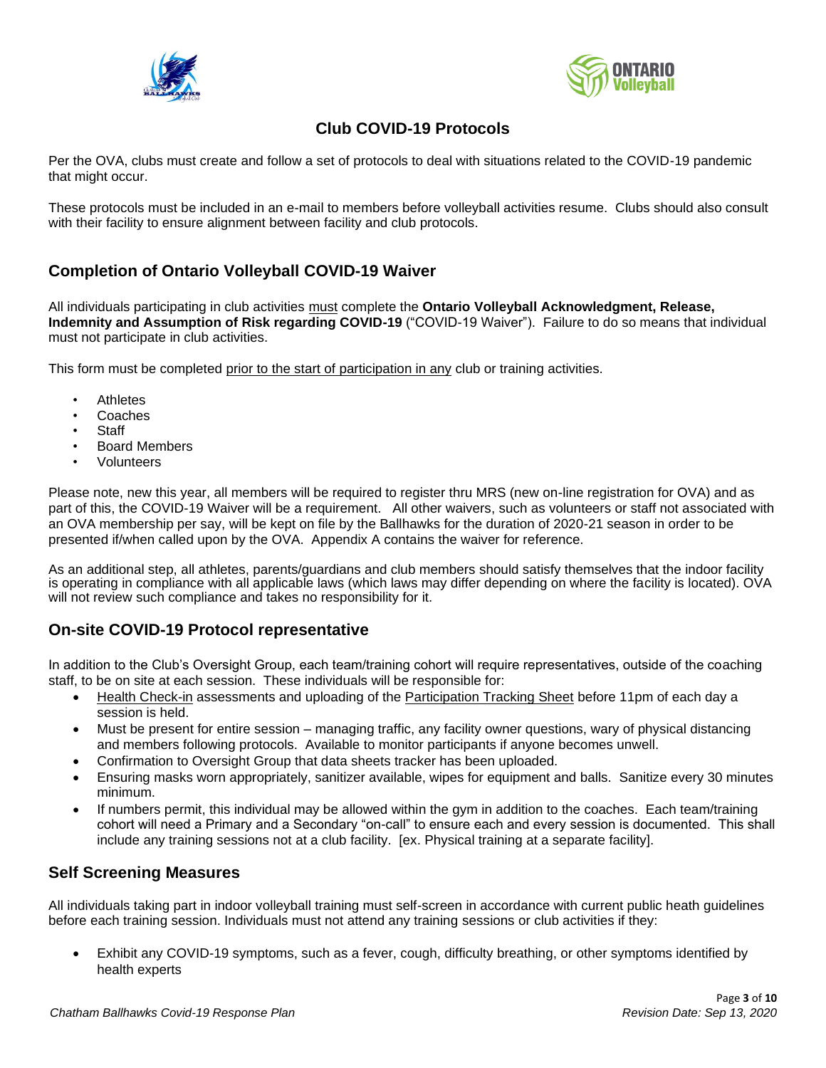# Club COVID-19 Protocols

Per the OVA, clubs must create and follow a set of protocols to deal with situations related to the COVID-19 pandemic that might occur.

These protocols must be included in an e-mail to members before volleyball activities resume. Clubs should also consult with their facility to ensure alignment between facility and club protocols.

## Completion of Ontario Volleyball COVID-19 Waiver

All individuals participating in club activities <u>must</u> complete the **Ontario Volleyball Acknowledgment, Release, Indemnity and Assumption of Risk regarding COVID-19** ("COVID-19 Waiver"). Failure to do so means that individual must not participate in club activities.

This form must be completed <u>prior to the start of participation in any</u> club or training activities.

- Athletes
- Coaches
- Staff
- Board Members
- Volunteers

Please note, new this year, all members will be required to register thru MRS (new on-line registration for OVA) and as part of this, the COVID-19 Waiver will be a requirement. All other waivers, such as volunteers or staff not associated with an OVA membership per say, will be kept on file by the Ballhawks for the duration of 2020-21 season in order to be presented if/when called upon by the OVA. Appendix A contains the waiver for reference.

As an additional step, all athletes, parents/guardians and club members should satisfy themselves that the indoor facility is operating in compliance with all applicable laws (which laws may differ depending on where the facility is located). OVA will not review such compliance and takes no responsibility for it.

## On-site COVID-19 Protocol representative

In addition to the Club's Oversight Group, each team/training cohort will require representatives, outside of the coaching staff, to be on site at each session. These individuals will be responsible for:

- <u>Health Check-in</u> assessments and uploading of the <u>Participation Tracking Sheet</u> before 11pm of each day a session is held.
- Must be present for entire session – managing traffic, any facility owner questions, wary of physical distancing and members following protocols. Available to monitor participants if anyone becomes unwell.
- Confirmation to Oversight Group that data sheets tracker has been uploaded.
- Ensuring masks worn appropriately, sanitizer available, wipes for equipment and balls. Sanitize every 30 minutes minimum.
- If numbers permit, this individual may be allowed within the gym in addition to the coaches. Each team/training cohort will need a Primary and a Secondary "on-call" to ensure each and every session is documented. This shall include any training sessions not at a club facility. [ex. Physical training at a separate facility].

## Self Screening Measures

All individuals taking part in indoor volleyball training must self-screen in accordance with current public heath guidelines before each training session. Individuals must not attend any training sessions or club activities if they:

- Exhibit any COVID-19 symptoms, such as a fever, cough, difficulty breathing, or other symptoms identified by health experts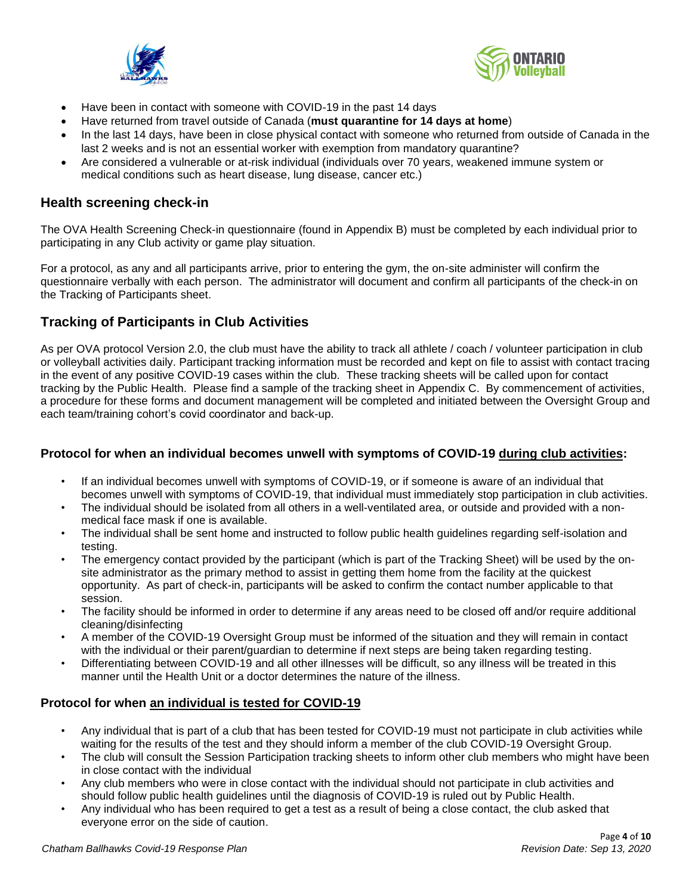- Have been in contact with someone with COVID-19 in the past 14 days
- Have returned from travel outside of Canada (**must quarantine for 14 days at home**)
- In the last 14 days, have been in close physical contact with someone who returned from outside of Canada in the last 2 weeks and is not an essential worker with exemption from mandatory quarantine?
- Are considered a vulnerable or at-risk individual (individuals over 70 years, weakened immune system or medical conditions such as heart disease, lung disease, cancer etc.)

## Health screening check-in

The OVA Health Screening Check-in questionnaire (found in Appendix B) must be completed by each individual prior to participating in any Club activity or game play situation.

For a protocol, as any and all participants arrive, prior to entering the gym, the on-site administer will confirm the questionnaire verbally with each person. The administrator will document and confirm all participants of the check-in on the Tracking of Participants sheet.

## Tracking of Participants in Club Activities

As per OVA protocol Version 2.0, the club must have the ability to track all athlete / coach / volunteer participation in club or volleyball activities daily. Participant tracking information must be recorded and kept on file to assist with contact tracing in the event of any positive COVID-19 cases within the club. These tracking sheets will be called upon for contact tracking by the Public Health. Please find a sample of the tracking sheet in Appendix C. By commencement of activities, a procedure for these forms and document management will be completed and initiated between the Oversight Group and each team/training cohort's covid coordinator and back-up.

### Protocol for when an individual becomes unwell with symptoms of COVID-19 during club activities:

- If an individual becomes unwell with symptoms of COVID-19, or if someone is aware of an individual that becomes unwell with symptoms of COVID-19, that individual must immediately stop participation in club activities.
- The individual should be isolated from all others in a well-ventilated area, or outside and provided with a non-medical face mask if one is available.
- The individual shall be sent home and instructed to follow public health guidelines regarding self-isolation and testing.
- The emergency contact provided by the participant (which is part of the Tracking Sheet) will be used by the on-site administrator as the primary method to assist in getting them home from the facility at the quickest opportunity. As part of check-in, participants will be asked to confirm the contact number applicable to that session.
- The facility should be informed in order to determine if any areas need to be closed off and/or require additional cleaning/disinfecting
- A member of the COVID-19 Oversight Group must be informed of the situation and they will remain in contact with the individual or their parent/guardian to determine if next steps are being taken regarding testing.
- Differentiating between COVID-19 and all other illnesses will be difficult, so any illness will be treated in this manner until the Health Unit or a doctor determines the nature of the illness.

### Protocol for when an individual is tested for COVID-19

- Any individual that is part of a club that has been tested for COVID-19 must not participate in club activities while waiting for the results of the test and they should inform a member of the club COVID-19 Oversight Group.
- The club will consult the Session Participation tracking sheets to inform other club members who might have been in close contact with the individual
- Any club members who were in close contact with the individual should not participate in club activities and should follow public health guidelines until the diagnosis of COVID-19 is ruled out by Public Health.
- Any individual who has been required to get a test as a result of being a close contact, the club asked that everyone error on the side of caution.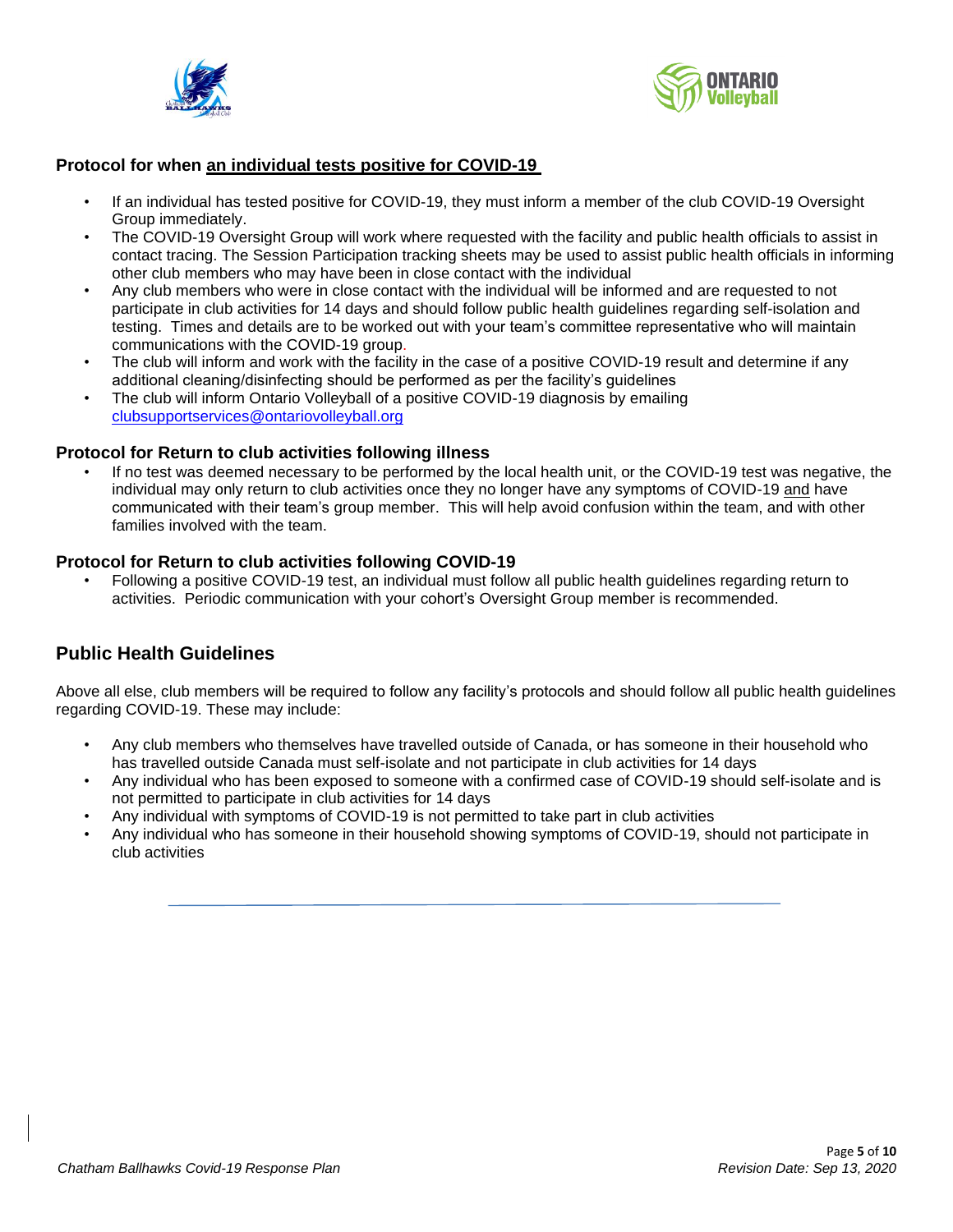### Protocol for when <u>an individual tests positive for COVID-19</u>

- If an individual has tested positive for COVID-19, they must inform a member of the club COVID-19 Oversight Group immediately.
- The COVID-19 Oversight Group will work where requested with the facility and public health officials to assist in contact tracing. The Session Participation tracking sheets may be used to assist public health officials in informing other club members who may have been in close contact with the individual
- Any club members who were in close contact with the individual will be informed and are requested to not participate in club activities for 14 days and should follow public health guidelines regarding self-isolation and testing. Times and details are to be worked out with your team's committee representative who will maintain communications with the COVID-19 group.
- The club will inform and work with the facility in the case of a positive COVID-19 result and determine if any additional cleaning/disinfecting should be performed as per the facility's guidelines
- The club will inform Ontario Volleyball of a positive COVID-19 diagnosis by emailing clubsupportservices@ontariovolleyball.org

### Protocol for Return to club activities following illness

- If no test was deemed necessary to be performed by the local health unit, or the COVID-19 test was negative, the individual may only return to club activities once they no longer have any symptoms of COVID-19 <u>and</u> have communicated with their team's group member. This will help avoid confusion within the team, and with other families involved with the team.

### Protocol for Return to club activities following COVID-19

- Following a positive COVID-19 test, an individual must follow all public health guidelines regarding return to activities. Periodic communication with your cohort's Oversight Group member is recommended.

## Public Health Guidelines

Above all else, club members will be required to follow any facility's protocols and should follow all public health guidelines regarding COVID-19. These may include:

- Any club members who themselves have travelled outside of Canada, or has someone in their household who has travelled outside Canada must self-isolate and not participate in club activities for 14 days
- Any individual who has been exposed to someone with a confirmed case of COVID-19 should self-isolate and is not permitted to participate in club activities for 14 days
- Any individual with symptoms of COVID-19 is not permitted to take part in club activities
- Any individual who has someone in their household showing symptoms of COVID-19, should not participate in club activities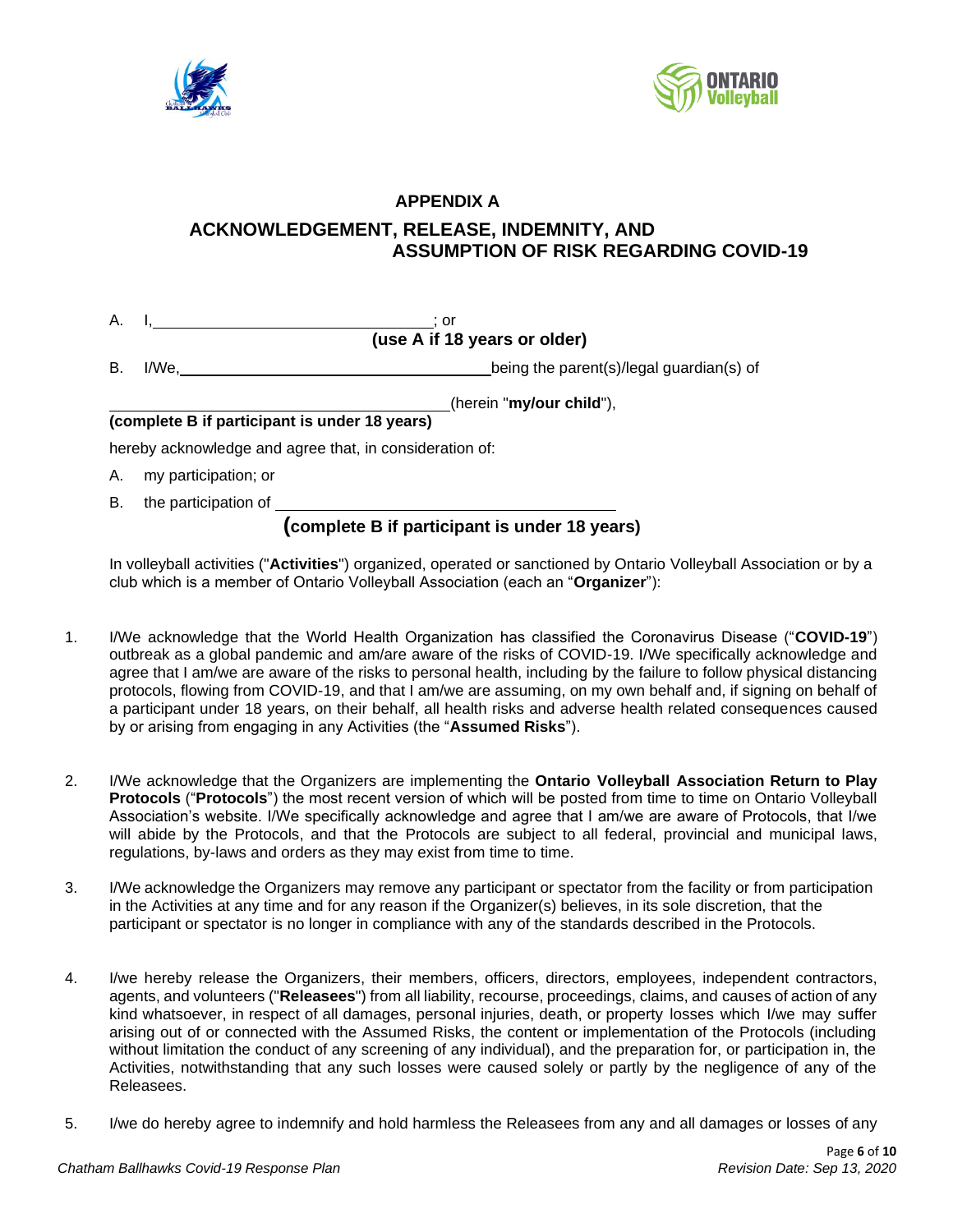## APPENDIX A

## ACKNOWLEDGEMENT, RELEASE, INDEMNITY, AND ASSUMPTION OF RISK REGARDING COVID-19

A. I, ______________________________; or
**(use A if 18 years or older)**

B. I/We, ______________________________ being the parent(s)/legal guardian(s) of

______________________________ (herein "**my/our child**"),
**(complete B if participant is under 18 years)**

hereby acknowledge and agree that, in consideration of:

A. my participation; or

B. the participation of ______________________________
**(complete B if participant is under 18 years)**

In volleyball activities ("**Activities**") organized, operated or sanctioned by Ontario Volleyball Association or by a club which is a member of Ontario Volleyball Association (each an "**Organizer**"):

1. I/We acknowledge that the World Health Organization has classified the Coronavirus Disease ("**COVID-19**") outbreak as a global pandemic and am/are aware of the risks of COVID-19. I/We specifically acknowledge and agree that I am/we are aware of the risks to personal health, including by the failure to follow physical distancing protocols, flowing from COVID-19, and that I am/we are assuming, on my own behalf and, if signing on behalf of a participant under 18 years, on their behalf, all health risks and adverse health related consequences caused by or arising from engaging in any Activities (the "**Assumed Risks**").

2. I/We acknowledge that the Organizers are implementing the **Ontario Volleyball Association Return to Play Protocols** ("**Protocols**") the most recent version of which will be posted from time to time on Ontario Volleyball Association's website. I/We specifically acknowledge and agree that I am/we are aware of Protocols, that I/we will abide by the Protocols, and that the Protocols are subject to all federal, provincial and municipal laws, regulations, by-laws and orders as they may exist from time to time.

3. I/We acknowledge the Organizers may remove any participant or spectator from the facility or from participation in the Activities at any time and for any reason if the Organizer(s) believes, in its sole discretion, that the participant or spectator is no longer in compliance with any of the standards described in the Protocols.

4. I/we hereby release the Organizers, their members, officers, directors, employees, independent contractors, agents, and volunteers ("**Releasees**") from all liability, recourse, proceedings, claims, and causes of action of any kind whatsoever, in respect of all damages, personal injuries, death, or property losses which I/we may suffer arising out of or connected with the Assumed Risks, the content or implementation of the Protocols (including without limitation the conduct of any screening of any individual), and the preparation for, or participation in, the Activities, notwithstanding that any such losses were caused solely or partly by the negligence of any of the Releasees.

5. I/we do hereby agree to indemnify and hold harmless the Releasees from any and all damages or losses of any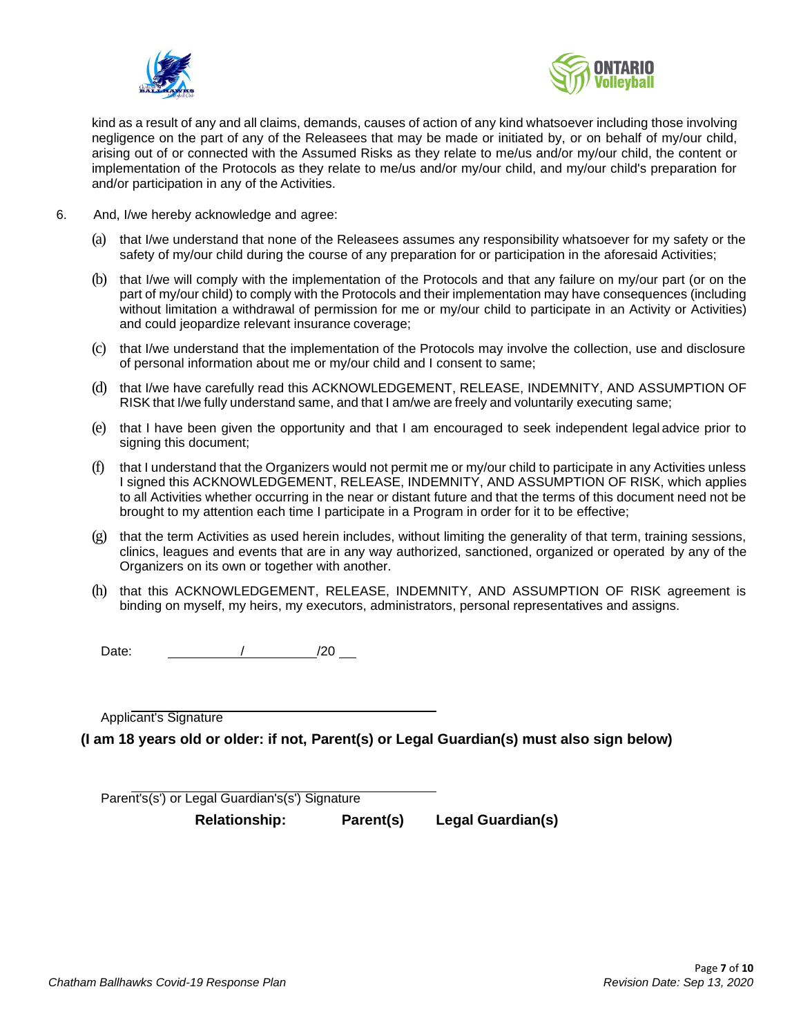kind as a result of any and all claims, demands, causes of action of any kind whatsoever including those involving negligence on the part of any of the Releasees that may be made or initiated by, or on behalf of my/our child, arising out of or connected with the Assumed Risks as they relate to me/us and/or my/our child, the content or implementation of the Protocols as they relate to me/us and/or my/our child, and my/our child's preparation for and/or participation in any of the Activities.

6. And, I/we hereby acknowledge and agree:

   (a) that I/we understand that none of the Releasees assumes any responsibility whatsoever for my safety or the safety of my/our child during the course of any preparation for or participation in the aforesaid Activities;

   (b) that I/we will comply with the implementation of the Protocols and that any failure on my/our part (or on the part of my/our child) to comply with the Protocols and their implementation may have consequences (including without limitation a withdrawal of permission for me or my/our child to participate in an Activity or Activities) and could jeopardize relevant insurance coverage;

   (c) that I/we understand that the implementation of the Protocols may involve the collection, use and disclosure of personal information about me or my/our child and I consent to same;

   (d) that I/we have carefully read this ACKNOWLEDGEMENT, RELEASE, INDEMNITY, AND ASSUMPTION OF RISK that I/we fully understand same, and that I am/we are freely and voluntarily executing same;

   (e) that I have been given the opportunity and that I am encouraged to seek independent legal advice prior to signing this document;

   (f) that I understand that the Organizers would not permit me or my/our child to participate in any Activities unless I signed this ACKNOWLEDGEMENT, RELEASE, INDEMNITY, AND ASSUMPTION OF RISK, which applies to all Activities whether occurring in the near or distant future and that the terms of this document need not be brought to my attention each time I participate in a Program in order for it to be effective;

   (g) that the term Activities as used herein includes, without limiting the generality of that term, training sessions, clinics, leagues and events that are in any way authorized, sanctioned, organized or operated by any of the Organizers on its own or together with another.

   (h) that this ACKNOWLEDGEMENT, RELEASE, INDEMNITY, AND ASSUMPTION OF RISK agreement is binding on myself, my heirs, my executors, administrators, personal representatives and assigns.

Date: ____________/____________/20 ___

______________________________________

Applicant's Signature

**(I am 18 years old or older: if not, Parent(s) or Legal Guardian(s) must also sign below)**

______________________________________

Parent's(s') or Legal Guardian's(s') Signature

**Relationship:** **Parent(s)** **Legal Guardian(s)**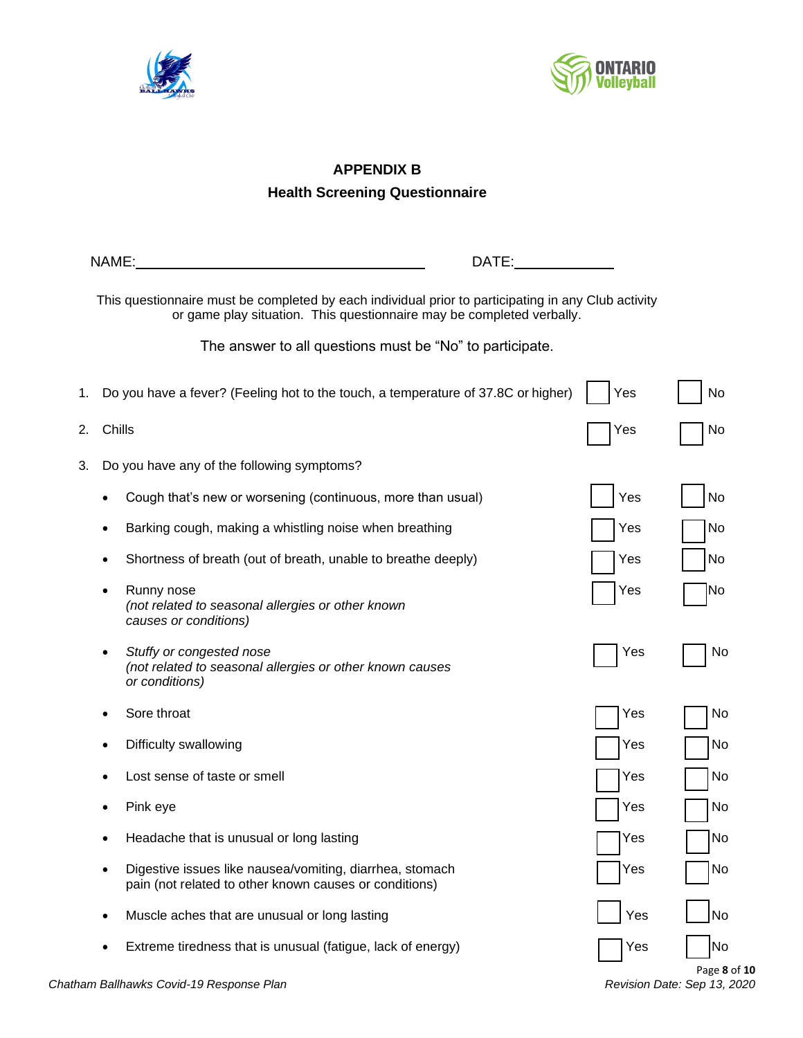## APPENDIX B
## Health Screening Questionnaire

NAME:______________________________ DATE:____________

This questionnaire must be completed by each individual prior to participating in any Club activity or game play situation. This questionnaire may be completed verbally.

The answer to all questions must be "No" to participate.

1. Do you have a fever? (Feeling hot to the touch, a temperature of 37.8C or higher) ☐ Yes ☐ No
2. Chills ☐ Yes ☐ No
3. Do you have any of the following symptoms?
   - Cough that's new or worsening (continuous, more than usual) ☐ Yes ☐ No
   - Barking cough, making a whistling noise when breathing ☐ Yes ☐ No
   - Shortness of breath (out of breath, unable to breathe deeply) ☐ Yes ☐ No
   - Runny nose *(not related to seasonal allergies or other known causes or conditions)* ☐ Yes ☐ No
   - *Stuffy or congested nose* *(not related to seasonal allergies or other known causes or conditions)* ☐ Yes ☐ No
   - Sore throat ☐ Yes ☐ No
   - Difficulty swallowing ☐ Yes ☐ No
   - Lost sense of taste or smell ☐ Yes ☐ No
   - Pink eye ☐ Yes ☐ No
   - Headache that is unusual or long lasting ☐ Yes ☐ No
   - Digestive issues like nausea/vomiting, diarrhea, stomach pain (not related to other known causes or conditions) ☐ Yes ☐ No
   - Muscle aches that are unusual or long lasting ☐ Yes ☐ No
   - Extreme tiredness that is unusual (fatigue, lack of energy) ☐ Yes ☐ No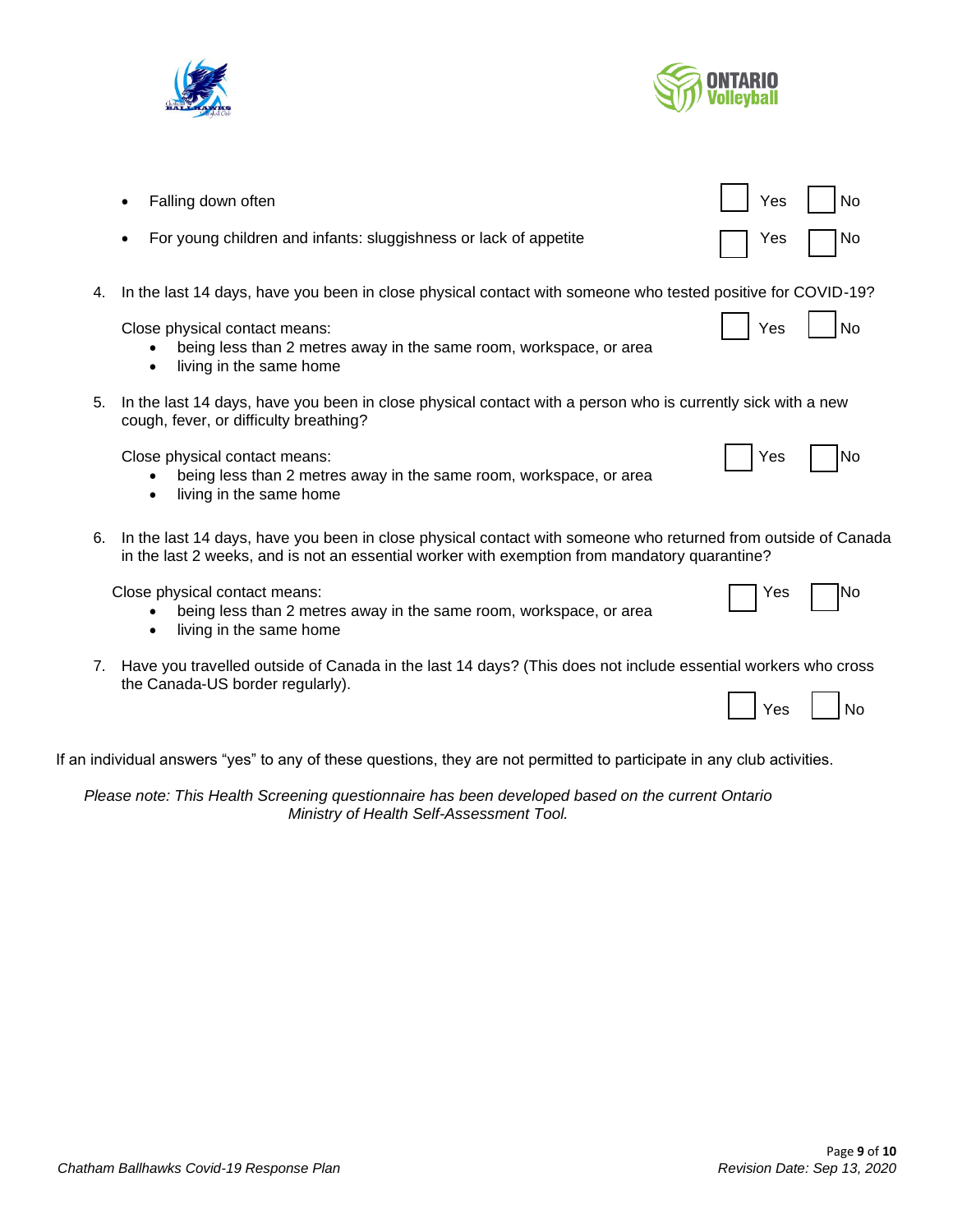- Falling down often ☐ Yes ☐ No
- For young children and infants: sluggishness or lack of appetite ☐ Yes ☐ No

4. In the last 14 days, have you been in close physical contact with someone who tested positive for COVID-19?

   Close physical contact means: ☐ Yes ☐ No
   - being less than 2 metres away in the same room, workspace, or area
   - living in the same home

5. In the last 14 days, have you been in close physical contact with a person who is currently sick with a new cough, fever, or difficulty breathing?

   Close physical contact means: ☐ Yes ☐ No
   - being less than 2 metres away in the same room, workspace, or area
   - living in the same home

6. In the last 14 days, have you been in close physical contact with someone who returned from outside of Canada in the last 2 weeks, and is not an essential worker with exemption from mandatory quarantine?

   Close physical contact means: ☐ Yes ☐ No
   - being less than 2 metres away in the same room, workspace, or area
   - living in the same home

7. Have you travelled outside of Canada in the last 14 days? (This does not include essential workers who cross the Canada-US border regularly).

   ☐ Yes ☐ No

If an individual answers "yes" to any of these questions, they are not permitted to participate in any club activities.

*Please note: This Health Screening questionnaire has been developed based on the current Ontario Ministry of Health Self-Assessment Tool.*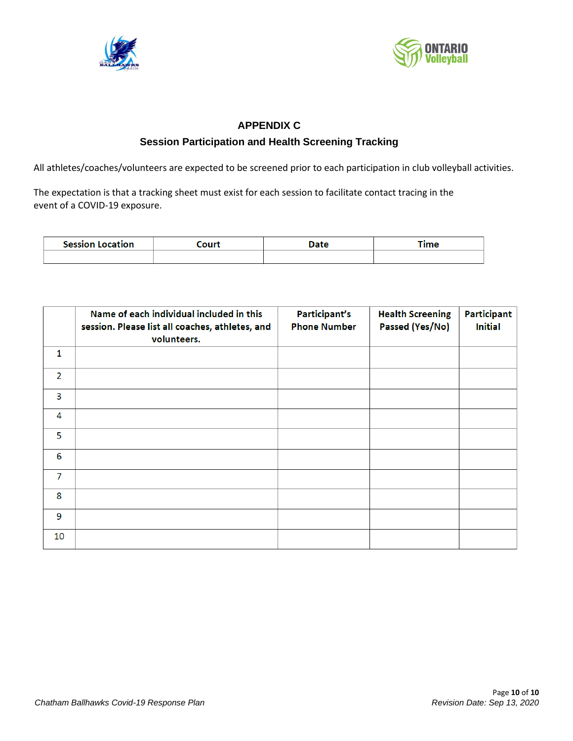# APPENDIX C

## Session Participation and Health Screening Tracking

All athletes/coaches/volunteers are expected to be screened prior to each participation in club volleyball activities.

The expectation is that a tracking sheet must exist for each session to facilitate contact tracing in the event of a COVID-19 exposure.

| Session Location | Court | Date | Time |
|---|---|---|---|
| | | | |

| | Name of each individual included in this session. Please list all coaches, athletes, and volunteers. | Participant's Phone Number | Health Screening Passed (Yes/No) | Participant Initial |
|---|---|---|---|---|
| 1 | | | | |
| 2 | | | | |
| 3 | | | | |
| 4 | | | | |
| 5 | | | | |
| 6 | | | | |
| 7 | | | | |
| 8 | | | | |
| 9 | | | | |
| 10 | | | | |